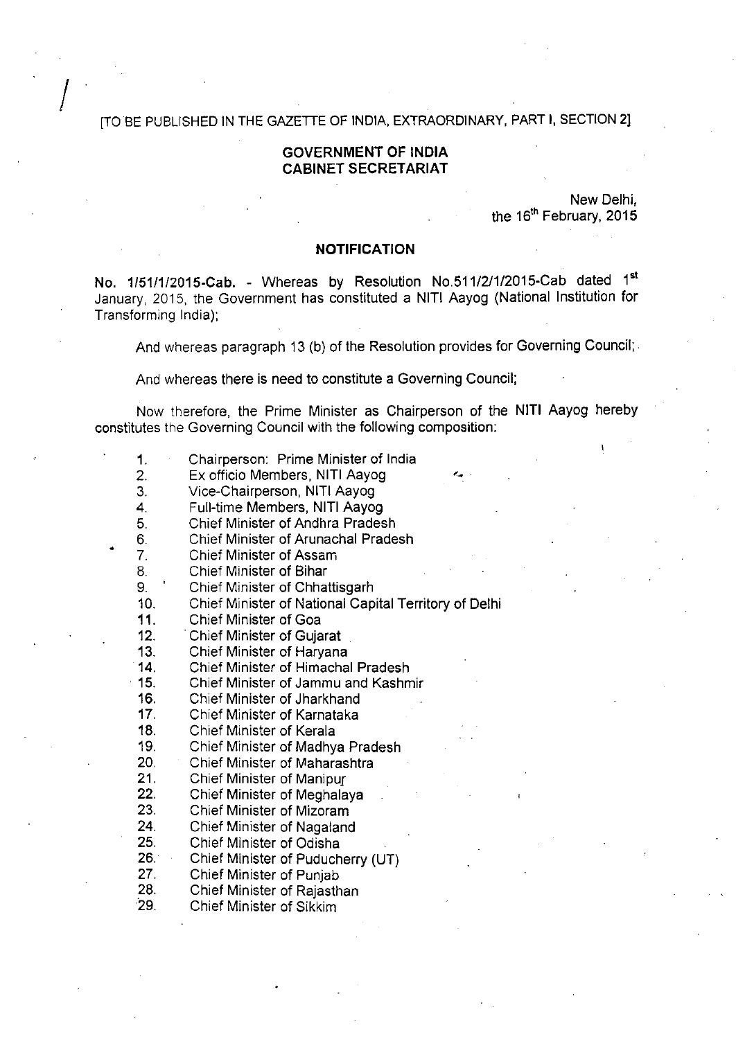[TO BE PUBLISHED IN THE GAZETTE OF INDIA, EXTRAORDINARY, PART I, SECTION 2]

**GOVERNMENT OF INDIA**
**CABINET SECRETARIAT**

New Delhi,
the 16th February, 2015

**NOTIFICATION**

**No. 1/51/1/2015-Cab.** - Whereas by Resolution No.511/2/1/2015-Cab dated 1st January, 2015, the Government has constituted a NITI Aayog (National Institution for Transforming India);

And whereas paragraph 13 (b) of the Resolution provides for Governing Council;

And whereas there is need to constitute a Governing Council;

Now therefore, the Prime Minister as Chairperson of the NITI Aayog hereby constitutes the Governing Council with the following composition:

1. Chairperson: Prime Minister of India
2. Ex officio Members, NITI Aayog
3. Vice-Chairperson, NITI Aayog
4. Full-time Members, NITI Aayog
5. Chief Minister of Andhra Pradesh
6. Chief Minister of Arunachal Pradesh
7. Chief Minister of Assam
8. Chief Minister of Bihar
9. Chief Minister of Chhattisgarh
10. Chief Minister of National Capital Territory of Delhi
11. Chief Minister of Goa
12. Chief Minister of Gujarat
13. Chief Minister of Haryana
14. Chief Minister of Himachal Pradesh
15. Chief Minister of Jammu and Kashmir
16. Chief Minister of Jharkhand
17. Chief Minister of Karnataka
18. Chief Minister of Kerala
19. Chief Minister of Madhya Pradesh
20. Chief Minister of Maharashtra
21. Chief Minister of Manipur
22. Chief Minister of Meghalaya
23. Chief Minister of Mizoram
24. Chief Minister of Nagaland
25. Chief Minister of Odisha
26. Chief Minister of Puducherry (UT)
27. Chief Minister of Punjab
28. Chief Minister of Rajasthan
29. Chief Minister of Sikkim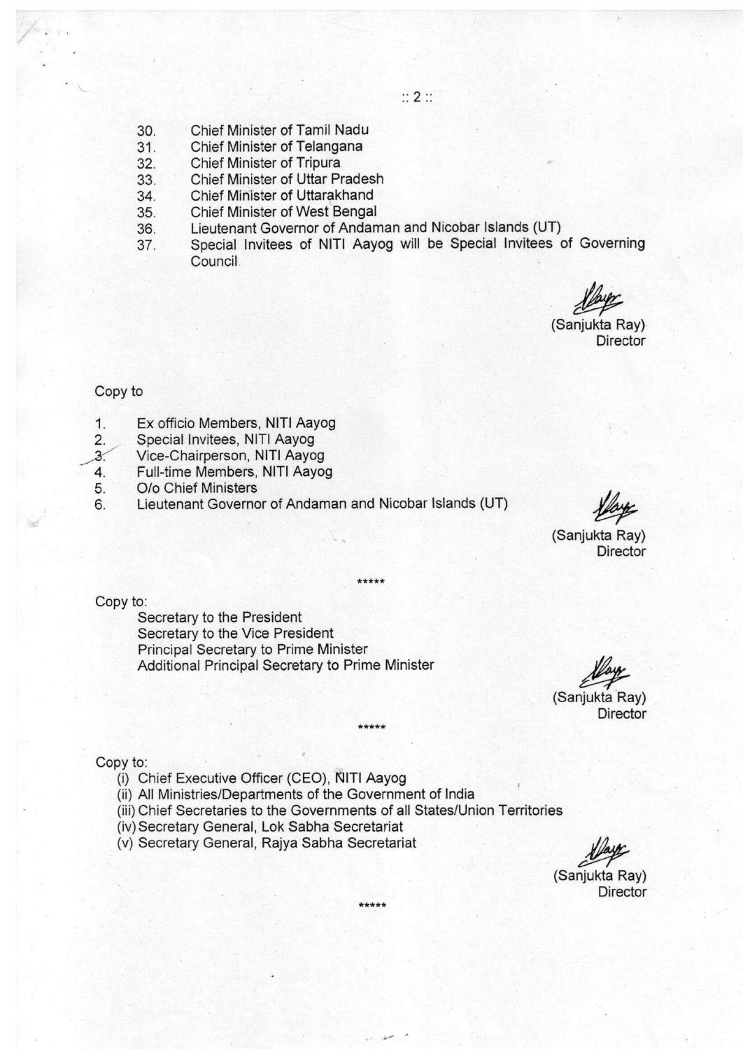30. Chief Minister of Tamil Nadu
31. Chief Minister of Telangana
32. Chief Minister of Tripura
33. Chief Minister of Uttar Pradesh
34. Chief Minister of Uttarakhand
35. Chief Minister of West Bengal
36. Lieutenant Governor of Andaman and Nicobar Islands (UT)
37. Special Invitees of NITI Aayog will be Special Invitees of Governing Council.

(Sanjukta Ray)
Director

Copy to

1. Ex officio Members, NITI Aayog
2. Special Invitees, NITI Aayog
3. Vice-Chairperson, NITI Aayog
4. Full-time Members, NITI Aayog
5. O/o Chief Ministers
6. Lieutenant Governor of Andaman and Nicobar Islands (UT)

(Sanjukta Ray)
Director

*****

Copy to:

Secretary to the President
Secretary to the Vice President
Principal Secretary to Prime Minister
Additional Principal Secretary to Prime Minister

(Sanjukta Ray)
Director

*****

Copy to:

(i) Chief Executive Officer (CEO), NITI Aayog
(ii) All Ministries/Departments of the Government of India
(iii) Chief Secretaries to the Governments of all States/Union Territories
(iv) Secretary General, Lok Sabha Secretariat
(v) Secretary General, Rajya Sabha Secretariat

(Sanjukta Ray)
Director

*****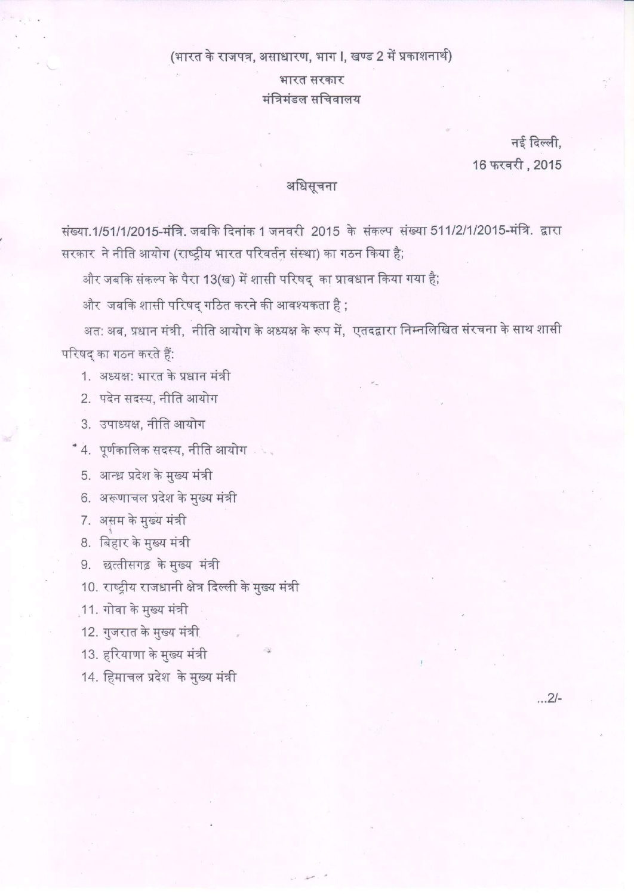(भारत के राजपत्र, असाधारण, भाग I, खण्ड 2 में प्रकाशनार्थ)

भारत सरकार

मंत्रिमंडल सचिवालय

नई दिल्ली,

16 फरवरी , 2015

## अधिसूचना

संख्या.1/51/1/2015-मंत्रि. जबकि दिनांक 1 जनवरी 2015 के संकल्प संख्या 511/2/1/2015-मंत्रि. द्वारा सरकार ने नीति आयोग (राष्ट्रीय भारत परिवर्तन संस्था) का गठन किया है;

और जबकि संकल्प के पैरा 13(ख) में शासी परिषद् का प्रावधान किया गया है;

और जबकि शासी परिषद् गठित करने की आवश्यकता है ;

अत: अब, प्रधान मंत्री, नीति आयोग के अध्यक्ष के रूप में, एतदद्वारा निम्नलिखित संरचना के साथ शासी परिषद् का गठन करते हैं:

1. अध्यक्ष: भारत के प्रधान मंत्री
2. पदेन सदस्य, नीति आयोग
3. उपाध्यक्ष, नीति आयोग
4. पूर्णकालिक सदस्य, नीति आयोग
5. आन्ध्र प्रदेश के मुख्य मंत्री
6. अरूणाचल प्रदेश के मुख्य मंत्री
7. असम के मुख्य मंत्री
8. बिहार के मुख्य मंत्री
9. छत्तीसगढ़ के मुख्य मंत्री
10. राष्ट्रीय राजधानी क्षेत्र दिल्ली के मुख्य मंत्री
11. गोवा के मुख्य मंत्री
12. गुजरात के मुख्य मंत्री
13. हरियाणा के मुख्य मंत्री
14. हिमाचल प्रदेश के मुख्य मंत्री

...2/-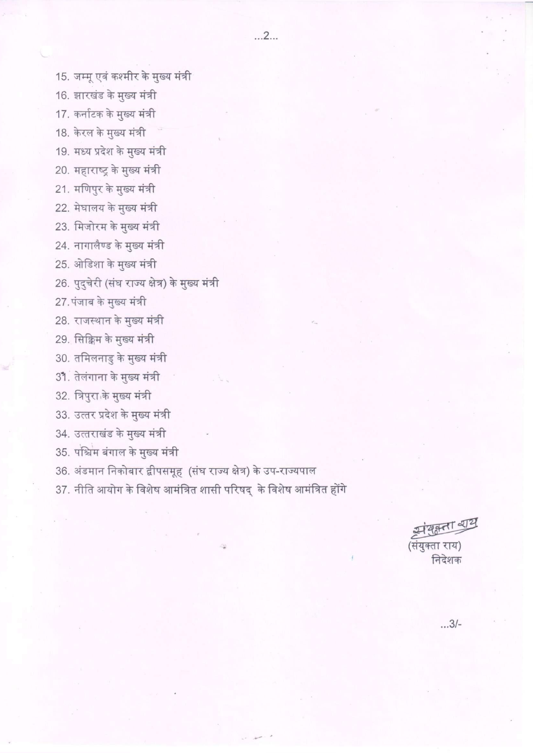15. जम्मू एवं कश्मीर के मुख्य मंत्री
16. झारखंड के मुख्य मंत्री
17. कर्नाटक के मुख्य मंत्री
18. केरल के मुख्य मंत्री
19. मध्य प्रदेश के मुख्य मंत्री
20. महाराष्ट्र के मुख्य मंत्री
21. मणिपुर के मुख्य मंत्री
22. मेघालय के मुख्य मंत्री
23. मिजोरम के मुख्य मंत्री
24. नागालैण्ड के मुख्य मंत्री
25. ओडिशा के मुख्य मंत्री
26. पुदुचेरी (संघ राज्य क्षेत्र) के मुख्य मंत्री
27. पंजाब के मुख्य मंत्री
28. राजस्थान के मुख्य मंत्री
29. सिक्किम के मुख्य मंत्री
30. तमिलनाडु के मुख्य मंत्री
31. तेलंगाना के मुख्य मंत्री
32. त्रिपुरा के मुख्य मंत्री
33. उत्तर प्रदेश के मुख्य मंत्री
34. उत्तराखंड के मुख्य मंत्री
35. पश्चिम बंगाल के मुख्य मंत्री
36. अंडमान निकोबार द्वीपसमूह (संघ राज्य क्षेत्र) के उप-राज्यपाल
37. नीति आयोग के विशेष आमंत्रित शासी परिषद् के विशेष आमंत्रित होंगे

संयुक्ता राय
(संयुक्ता राय)
निदेशक

...3/-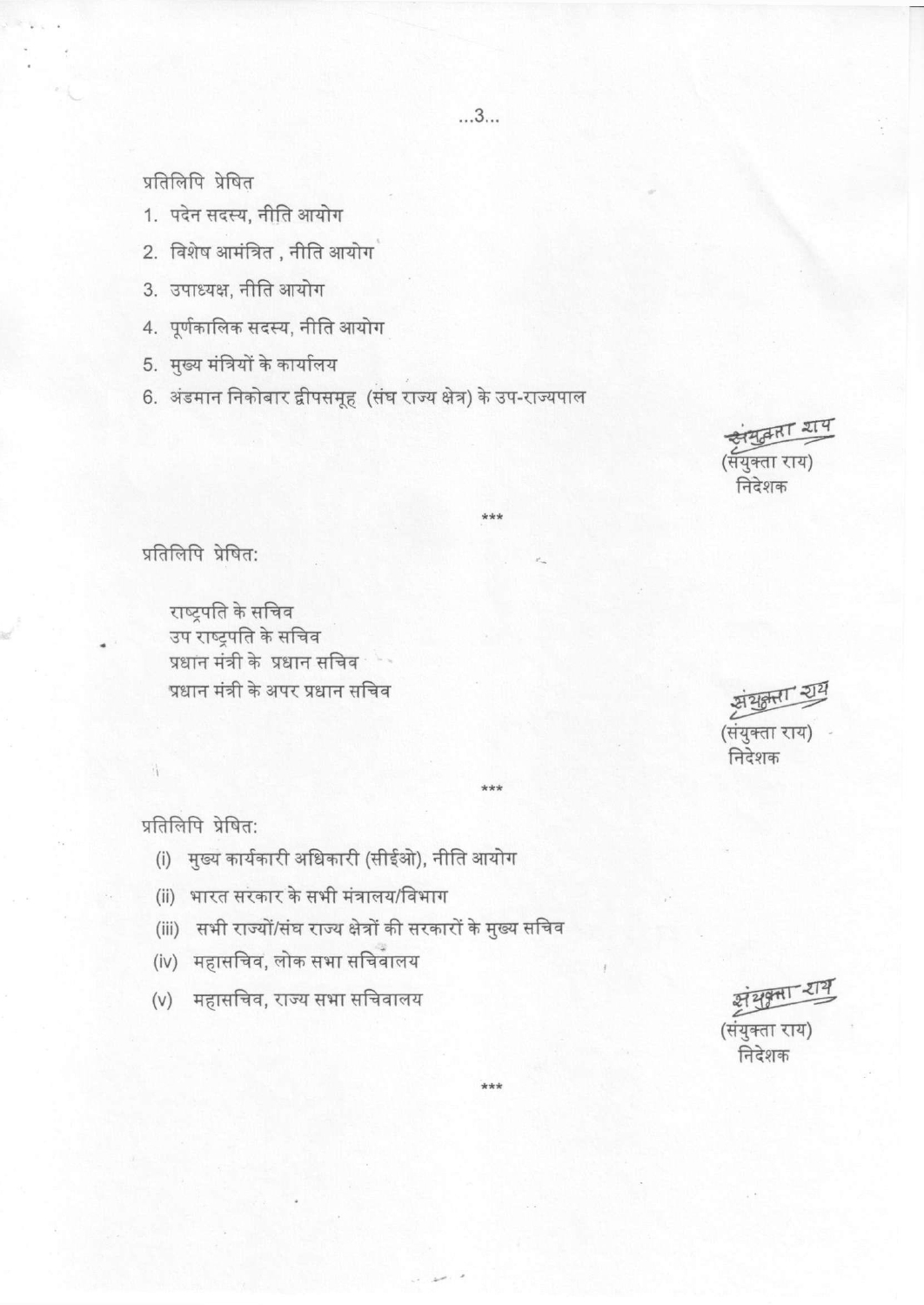प्रतिलिपि प्रेषित

1. पदेन सदस्य, नीति आयोग
2. विशेष आमंत्रित , नीति आयोग
3. उपाध्यक्ष, नीति आयोग
4. पूर्णकालिक सदस्य, नीति आयोग
5. मुख्य मंत्रियों के कार्यालय
6. अंडमान निकोबार द्वीपसमूह (संघ राज्य क्षेत्र) के उप-राज्यपाल

संयुक्ता राय
(संयुक्ता राय)
निदेशक

***

प्रतिलिपि प्रेषित:

राष्ट्रपति के सचिव
उप राष्ट्रपति के सचिव
प्रधान मंत्री के प्रधान सचिव
प्रधान मंत्री के अपर प्रधान सचिव

संयुक्ता राय
(संयुक्ता राय)
निदेशक

***

प्रतिलिपि प्रेषित:

(i) मुख्य कार्यकारी अधिकारी (सीईओ), नीति आयोग
(ii) भारत सरकार के सभी मंत्रालय/विभाग
(iii) सभी राज्यों/संघ राज्य क्षेत्रों की सरकारों के मुख्य सचिव
(iv) महासचिव, लोक सभा सचिवालय
(v) महासचिव, राज्य सभा सचिवालय

संयुक्ता राय
(संयुक्ता राय)
निदेशक

***